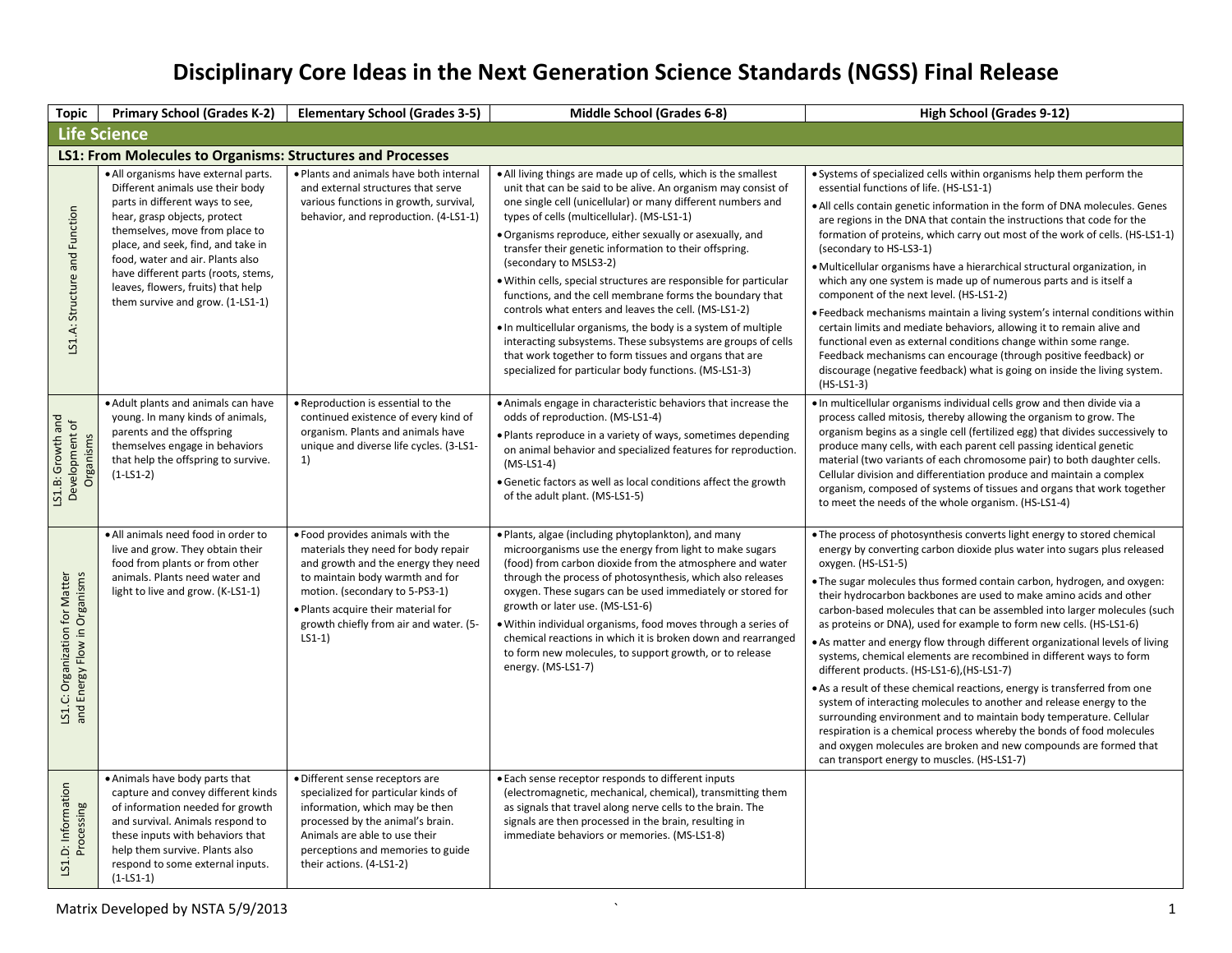# Disciplinary Core Ideas in the Next Generation Science Standards (NGSS) Final Release

| Topic | Primary School (Grades K-2) | Elementary School (Grades 3-5) | Middle School (Grades 6-8) | High School (Grades 9-12) |
|---|---|---|---|---|
| **Life Science** | | | | |
| **LS1: From Molecules to Organisms: Structures and Processes** | | | | |
| LS1.A: Structure and Function | • All organisms have external parts. Different animals use their body parts in different ways to see, hear, grasp objects, protect themselves, move from place to place, and seek, find, and take in food, water and air. Plants also have different parts (roots, stems, leaves, flowers, fruits) that help them survive and grow. (1-LS1-1) | • Plants and animals have both internal and external structures that serve various functions in growth, survival, behavior, and reproduction. (4-LS1-1) | • All living things are made up of cells, which is the smallest unit that can be said to be alive. An organism may consist of one single cell (unicellular) or many different numbers and types of cells (multicellular). (MS-LS1-1)<br>• Organisms reproduce, either sexually or asexually, and transfer their genetic information to their offspring. (secondary to MSLS3-2)<br>• Within cells, special structures are responsible for particular functions, and the cell membrane forms the boundary that controls what enters and leaves the cell. (MS-LS1-2)<br>• In multicellular organisms, the body is a system of multiple interacting subsystems. These subsystems are groups of cells that work together to form tissues and organs that are specialized for particular body functions. (MS-LS1-3) | • Systems of specialized cells within organisms help them perform the essential functions of life. (HS-LS1-1)<br>• All cells contain genetic information in the form of DNA molecules. Genes are regions in the DNA that contain the instructions that code for the formation of proteins, which carry out most of the work of cells. (HS-LS1-1) (secondary to HS-LS3-1)<br>• Multicellular organisms have a hierarchical structural organization, in which any one system is made up of numerous parts and is itself a component of the next level. (HS-LS1-2)<br>• Feedback mechanisms maintain a living system's internal conditions within certain limits and mediate behaviors, allowing it to remain alive and functional even as external conditions change within some range. Feedback mechanisms can encourage (through positive feedback) or discourage (negative feedback) what is going on inside the living system. (HS-LS1-3) |
| LS1.B: Growth and Development of Organisms | • Adult plants and animals can have young. In many kinds of animals, parents and the offspring themselves engage in behaviors that help the offspring to survive. (1-LS1-2) | • Reproduction is essential to the continued existence of every kind of organism. Plants and animals have unique and diverse life cycles. (3-LS1-1) | • Animals engage in characteristic behaviors that increase the odds of reproduction. (MS-LS1-4)<br>• Plants reproduce in a variety of ways, sometimes depending on animal behavior and specialized features for reproduction. (MS-LS1-4)<br>• Genetic factors as well as local conditions affect the growth of the adult plant. (MS-LS1-5) | • In multicellular organisms individual cells grow and then divide via a process called mitosis, thereby allowing the organism to grow. The organism begins as a single cell (fertilized egg) that divides successively to produce many cells, with each parent cell passing identical genetic material (two variants of each chromosome pair) to both daughter cells. Cellular division and differentiation produce and maintain a complex organism, composed of systems of tissues and organs that work together to meet the needs of the whole organism. (HS-LS1-4) |
| LS1.C: Organization for Matter and Energy Flow in Organisms | • All animals need food in order to live and grow. They obtain their food from plants or from other animals. Plants need water and light to live and grow. (K-LS1-1) | • Food provides animals with the materials they need for body repair and growth and the energy they need to maintain body warmth and for motion. (secondary to 5-PS3-1)<br>• Plants acquire their material for growth chiefly from air and water. (5-LS1-1) | • Plants, algae (including phytoplankton), and many microorganisms use the energy from light to make sugars (food) from carbon dioxide from the atmosphere and water through the process of photosynthesis, which also releases oxygen. These sugars can be used immediately or stored for growth or later use. (MS-LS1-6)<br>• Within individual organisms, food moves through a series of chemical reactions in which it is broken down and rearranged to form new molecules, to support growth, or to release energy. (MS-LS1-7) | • The process of photosynthesis converts light energy to stored chemical energy by converting carbon dioxide plus water into sugars plus released oxygen. (HS-LS1-5)<br>• The sugar molecules thus formed contain carbon, hydrogen, and oxygen: their hydrocarbon backbones are used to make amino acids and other carbon-based molecules that can be assembled into larger molecules (such as proteins or DNA), used for example to form new cells. (HS-LS1-6)<br>• As matter and energy flow through different organizational levels of living systems, chemical elements are recombined in different ways to form different products. (HS-LS1-6),(HS-LS1-7)<br>• As a result of these chemical reactions, energy is transferred from one system of interacting molecules to another and release energy to the surrounding environment and to maintain body temperature. Cellular respiration is a chemical process whereby the bonds of food molecules and oxygen molecules are broken and new compounds are formed that can transport energy to muscles. (HS-LS1-7) |
| LS1.D: Information Processing | • Animals have body parts that capture and convey different kinds of information needed for growth and survival. Animals respond to these inputs with behaviors that help them survive. Plants also respond to some external inputs. (1-LS1-1) | • Different sense receptors are specialized for particular kinds of information, which may be then processed by the animal's brain. Animals are able to use their perceptions and memories to guide their actions. (4-LS1-2) | • Each sense receptor responds to different inputs (electromagnetic, mechanical, chemical), transmitting them as signals that travel along nerve cells to the brain. The signals are then processed in the brain, resulting in immediate behaviors or memories. (MS-LS1-8) | |

Matrix Developed by NSTA 5/9/2013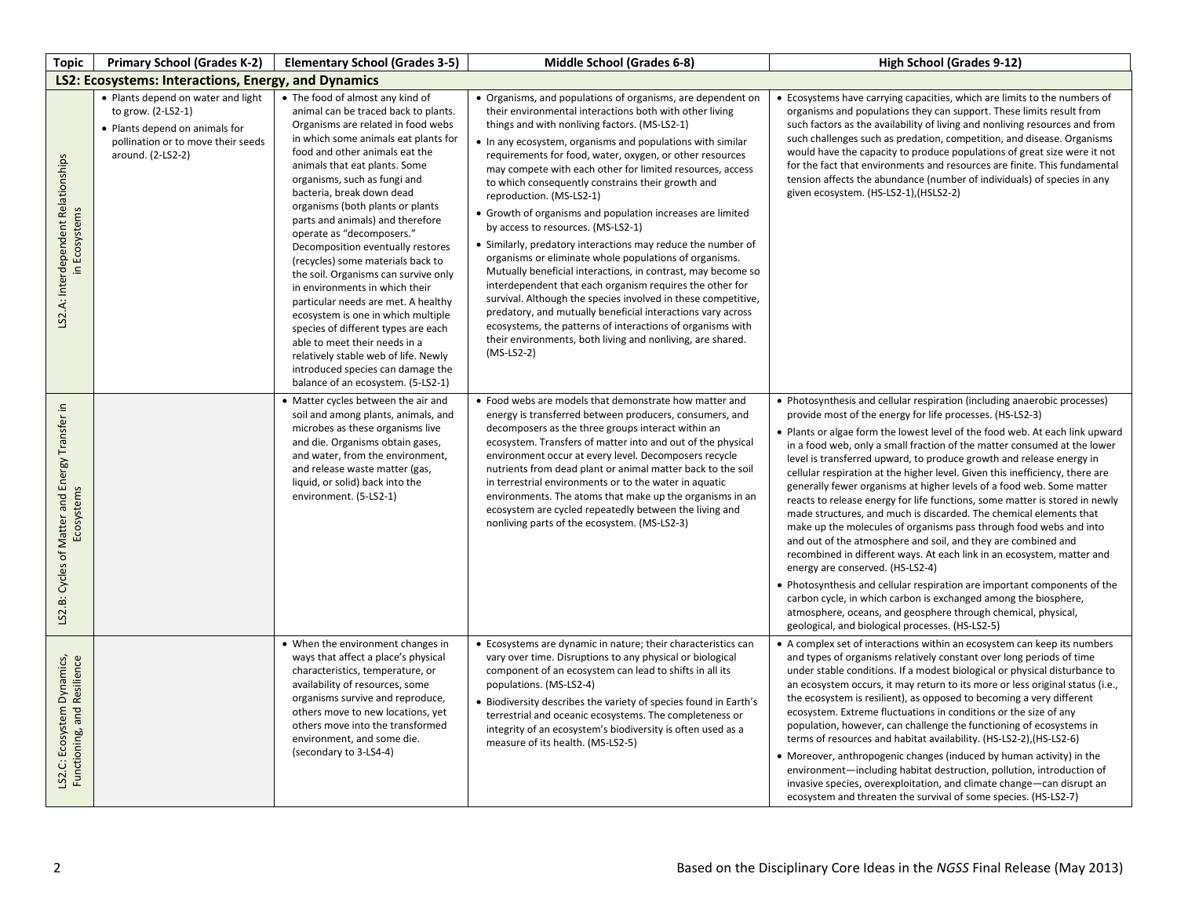| Topic | Primary School (Grades K-2) | Elementary School (Grades 3-5) | Middle School (Grades 6-8) | High School (Grades 9-12) |
|---|---|---|---|---|
| **LS2: Ecosystems: Interactions, Energy, and Dynamics** | | | | |
| LS2.A: Interdependent Relationships in Ecosystems | • Plants depend on water and light to grow. (2-LS2-1)<br>• Plants depend on animals for pollination or to move their seeds around. (2-LS2-2) | • The food of almost any kind of animal can be traced back to plants. Organisms are related in food webs in which some animals eat plants for food and other animals eat the animals that eat plants. Some organisms, such as fungi and bacteria, break down dead organisms (both plants or plants parts and animals) and therefore operate as "decomposers." Decomposition eventually restores (recycles) some materials back to the soil. Organisms can survive only in environments in which their particular needs are met. A healthy ecosystem is one in which multiple species of different types are each able to meet their needs in a relatively stable web of life. Newly introduced species can damage the balance of an ecosystem. (5-LS2-1) | • Organisms, and populations of organisms, are dependent on their environmental interactions both with other living things and with nonliving factors. (MS-LS2-1)<br>• In any ecosystem, organisms and populations with similar requirements for food, water, oxygen, or other resources may compete with each other for limited resources, access to which consequently constrains their growth and reproduction. (MS-LS2-1)<br>• Growth of organisms and population increases are limited by access to resources. (MS-LS2-1)<br>• Similarly, predatory interactions may reduce the number of organisms or eliminate whole populations of organisms. Mutually beneficial interactions, in contrast, may become so interdependent that each organism requires the other for survival. Although the species involved in these competitive, predatory, and mutually beneficial interactions vary across ecosystems, the patterns of interactions of organisms with their environments, both living and nonliving, are shared. (MS-LS2-2) | • Ecosystems have carrying capacities, which are limits to the numbers of organisms and populations they can support. These limits result from such factors as the availability of living and nonliving resources and from such challenges such as predation, competition, and disease. Organisms would have the capacity to produce populations of great size were it not for the fact that environments and resources are finite. This fundamental tension affects the abundance (number of individuals) of species in any given ecosystem. (HS-LS2-1),(HSLS2-2) |
| LS2.B: Cycles of Matter and Energy Transfer in Ecosystems | | • Matter cycles between the air and soil and among plants, animals, and microbes as these organisms live and die. Organisms obtain gases, and water, from the environment, and release waste matter (gas, liquid, or solid) back into the environment. (5-LS2-1) | • Food webs are models that demonstrate how matter and energy is transferred between producers, consumers, and decomposers as the three groups interact within an ecosystem. Transfers of matter into and out of the physical environment occur at every level. Decomposers recycle nutrients from dead plant or animal matter back to the soil in terrestrial environments or to the water in aquatic environments. The atoms that make up the organisms in an ecosystem are cycled repeatedly between the living and nonliving parts of the ecosystem. (MS-LS2-3) | • Photosynthesis and cellular respiration (including anaerobic processes) provide most of the energy for life processes. (HS-LS2-3)<br>• Plants or algae form the lowest level of the food web. At each link upward in a food web, only a small fraction of the matter consumed at the lower level is transferred upward, to produce growth and release energy in cellular respiration at the higher level. Given this inefficiency, there are generally fewer organisms at higher levels of a food web. Some matter reacts to release energy for life functions, some matter is stored in newly made structures, and much is discarded. The chemical elements that make up the molecules of organisms pass through food webs and into and out of the atmosphere and soil, and they are combined and recombined in different ways. At each link in an ecosystem, matter and energy are conserved. (HS-LS2-4)<br>• Photosynthesis and cellular respiration are important components of the carbon cycle, in which carbon is exchanged among the biosphere, atmosphere, oceans, and geosphere through chemical, physical, geological, and biological processes. (HS-LS2-5) |
| LS2.C: Ecosystem Dynamics, Functioning, and Resilience | | • When the environment changes in ways that affect a place's physical characteristics, temperature, or availability of resources, some organisms survive and reproduce, others move to new locations, yet others move into the transformed environment, and some die. (secondary to 3-LS4-4) | • Ecosystems are dynamic in nature; their characteristics can vary over time. Disruptions to any physical or biological component of an ecosystem can lead to shifts in all its populations. (MS-LS2-4)<br>• Biodiversity describes the variety of species found in Earth's terrestrial and oceanic ecosystems. The completeness or integrity of an ecosystem's biodiversity is often used as a measure of its health. (MS-LS2-5) | • A complex set of interactions within an ecosystem can keep its numbers and types of organisms relatively constant over long periods of time under stable conditions. If a modest biological or physical disturbance to an ecosystem occurs, it may return to its more or less original status (i.e., the ecosystem is resilient), as opposed to becoming a very different ecosystem. Extreme fluctuations in conditions or the size of any population, however, can challenge the functioning of ecosystems in terms of resources and habitat availability. (HS-LS2-2),(HS-LS2-6)<br>• Moreover, anthropogenic changes (induced by human activity) in the environment—including habitat destruction, pollution, introduction of invasive species, overexploitation, and climate change—can disrupt an ecosystem and threaten the survival of some species. (HS-LS2-7) |

Based on the Disciplinary Core Ideas in the *NGSS* Final Release (May 2013)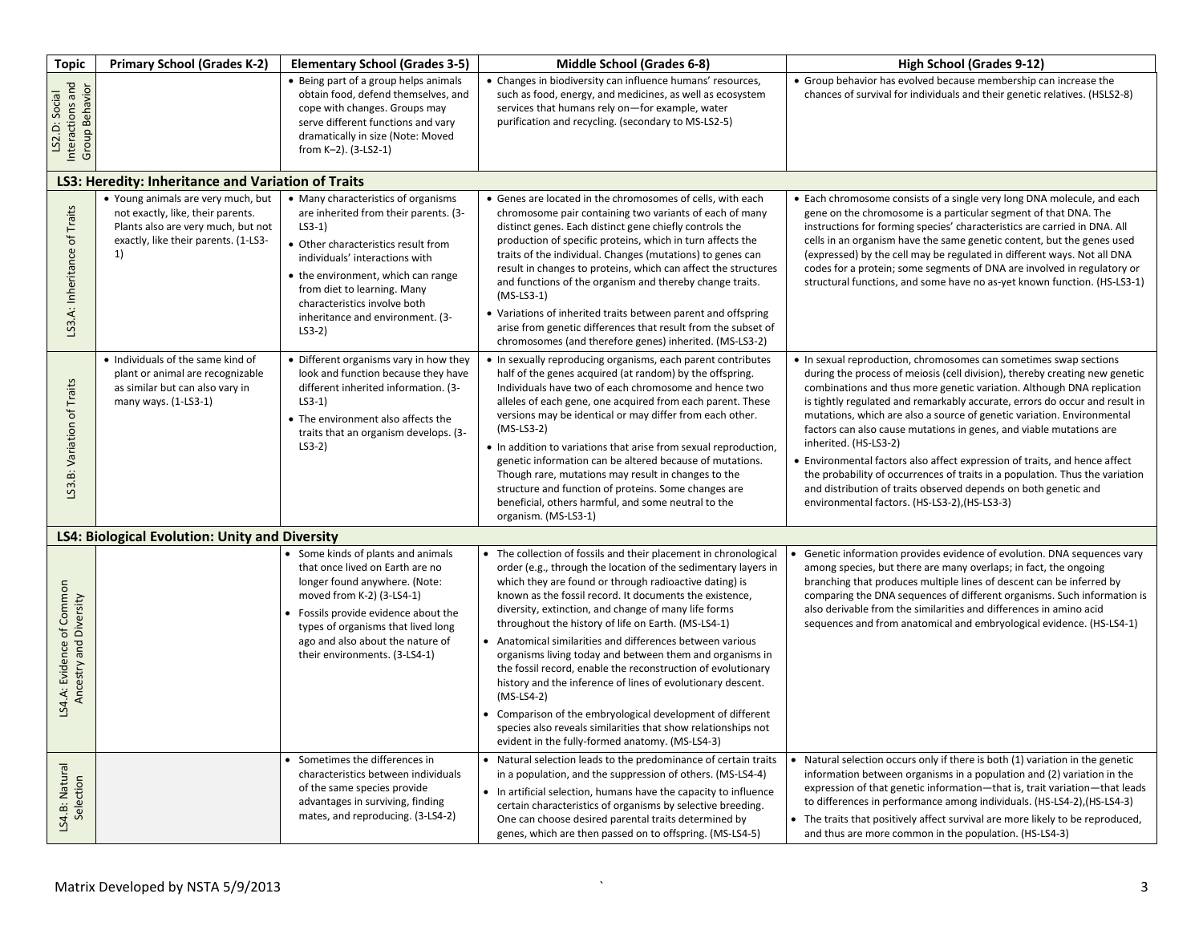| Topic | Primary School (Grades K-2) | Elementary School (Grades 3-5) | Middle School (Grades 6-8) | High School (Grades 9-12) |
|---|---|---|---|---|
| LS2.D: Social Interactions and Group Behavior | | • Being part of a group helps animals obtain food, defend themselves, and cope with changes. Groups may serve different functions and vary dramatically in size (Note: Moved from K–2). (3-LS2-1) | • Changes in biodiversity can influence humans' resources, such as food, energy, and medicines, as well as ecosystem services that humans rely on—for example, water purification and recycling. (secondary to MS-LS2-5) | • Group behavior has evolved because membership can increase the chances of survival for individuals and their genetic relatives. (HSLS2-8) |
| **LS3: Heredity: Inheritance and Variation of Traits** | | | | |
| LS3.A: Inheritance of Traits | • Young animals are very much, but not exactly, like, their parents. Plants also are very much, but not exactly, like their parents. (1-LS3-1) | • Many characteristics of organisms are inherited from their parents. (3-LS3-1) <br> • Other characteristics result from individuals' interactions with <br> • the environment, which can range from diet to learning. Many characteristics involve both inheritance and environment. (3-LS3-2) | • Genes are located in the chromosomes of cells, with each chromosome pair containing two variants of each of many distinct genes. Each distinct gene chiefly controls the production of specific proteins, which in turn affects the traits of the individual. Changes (mutations) to genes can result in changes to proteins, which can affect the structures and functions of the organism and thereby change traits. (MS-LS3-1) <br> • Variations of inherited traits between parent and offspring arise from genetic differences that result from the subset of chromosomes (and therefore genes) inherited. (MS-LS3-2) | • Each chromosome consists of a single very long DNA molecule, and each gene on the chromosome is a particular segment of that DNA. The instructions for forming species' characteristics are carried in DNA. All cells in an organism have the same genetic content, but the genes used (expressed) by the cell may be regulated in different ways. Not all DNA codes for a protein; some segments of DNA are involved in regulatory or structural functions, and some have no as-yet known function. (HS-LS3-1) |
| LS3.B: Variation of Traits | • Individuals of the same kind of plant or animal are recognizable as similar but can also vary in many ways. (1-LS3-1) | • Different organisms vary in how they look and function because they have different inherited information. (3-LS3-1) <br> • The environment also affects the traits that an organism develops. (3-LS3-2) | • In sexually reproducing organisms, each parent contributes half of the genes acquired (at random) by the offspring. Individuals have two of each chromosome and hence two alleles of each gene, one acquired from each parent. These versions may be identical or may differ from each other. (MS-LS3-2) <br> • In addition to variations that arise from sexual reproduction, genetic information can be altered because of mutations. Though rare, mutations may result in changes to the structure and function of proteins. Some changes are beneficial, others harmful, and some neutral to the organism. (MS-LS3-1) | • In sexual reproduction, chromosomes can sometimes swap sections during the process of meiosis (cell division), thereby creating new genetic combinations and thus more genetic variation. Although DNA replication is tightly regulated and remarkably accurate, errors do occur and result in mutations, which are also a source of genetic variation. Environmental factors can also cause mutations in genes, and viable mutations are inherited. (HS-LS3-2) <br> • Environmental factors also affect expression of traits, and hence affect the probability of occurrences of traits in a population. Thus the variation and distribution of traits observed depends on both genetic and environmental factors. (HS-LS3-2),(HS-LS3-3) |
| **LS4: Biological Evolution: Unity and Diversity** | | | | |
| LS4.A: Evidence of Common Ancestry and Diversity | | • Some kinds of plants and animals that once lived on Earth are no longer found anywhere. (Note: moved from K-2) (3-LS4-1) <br> • Fossils provide evidence about the types of organisms that lived long ago and also about the nature of their environments. (3-LS4-1) | • The collection of fossils and their placement in chronological order (e.g., through the location of the sedimentary layers in which they are found or through radioactive dating) is known as the fossil record. It documents the existence, diversity, extinction, and change of many life forms throughout the history of life on Earth. (MS-LS4-1) <br> • Anatomical similarities and differences between various organisms living today and between them and organisms in the fossil record, enable the reconstruction of evolutionary history and the inference of lines of evolutionary descent. (MS-LS4-2) <br> • Comparison of the embryological development of different species also reveals similarities that show relationships not evident in the fully-formed anatomy. (MS-LS4-3) | • Genetic information provides evidence of evolution. DNA sequences vary among species, but there are many overlaps; in fact, the ongoing branching that produces multiple lines of descent can be inferred by comparing the DNA sequences of different organisms. Such information is also derivable from the similarities and differences in amino acid sequences and from anatomical and embryological evidence. (HS-LS4-1) |
| LS4.B: Natural Selection | | • Sometimes the differences in characteristics between individuals of the same species provide advantages in surviving, finding mates, and reproducing. (3-LS4-2) | • Natural selection leads to the predominance of certain traits in a population, and the suppression of others. (MS-LS4-4) <br> • In artificial selection, humans have the capacity to influence certain characteristics of organisms by selective breeding. One can choose desired parental traits determined by genes, which are then passed on to offspring. (MS-LS4-5) | • Natural selection occurs only if there is both (1) variation in the genetic information between organisms in a population and (2) variation in the expression of that genetic information—that is, trait variation—that leads to differences in performance among individuals. (HS-LS4-2),(HS-LS4-3) <br> • The traits that positively affect survival are more likely to be reproduced, and thus are more common in the population. (HS-LS4-3) |

Matrix Developed by NSTA 5/9/2013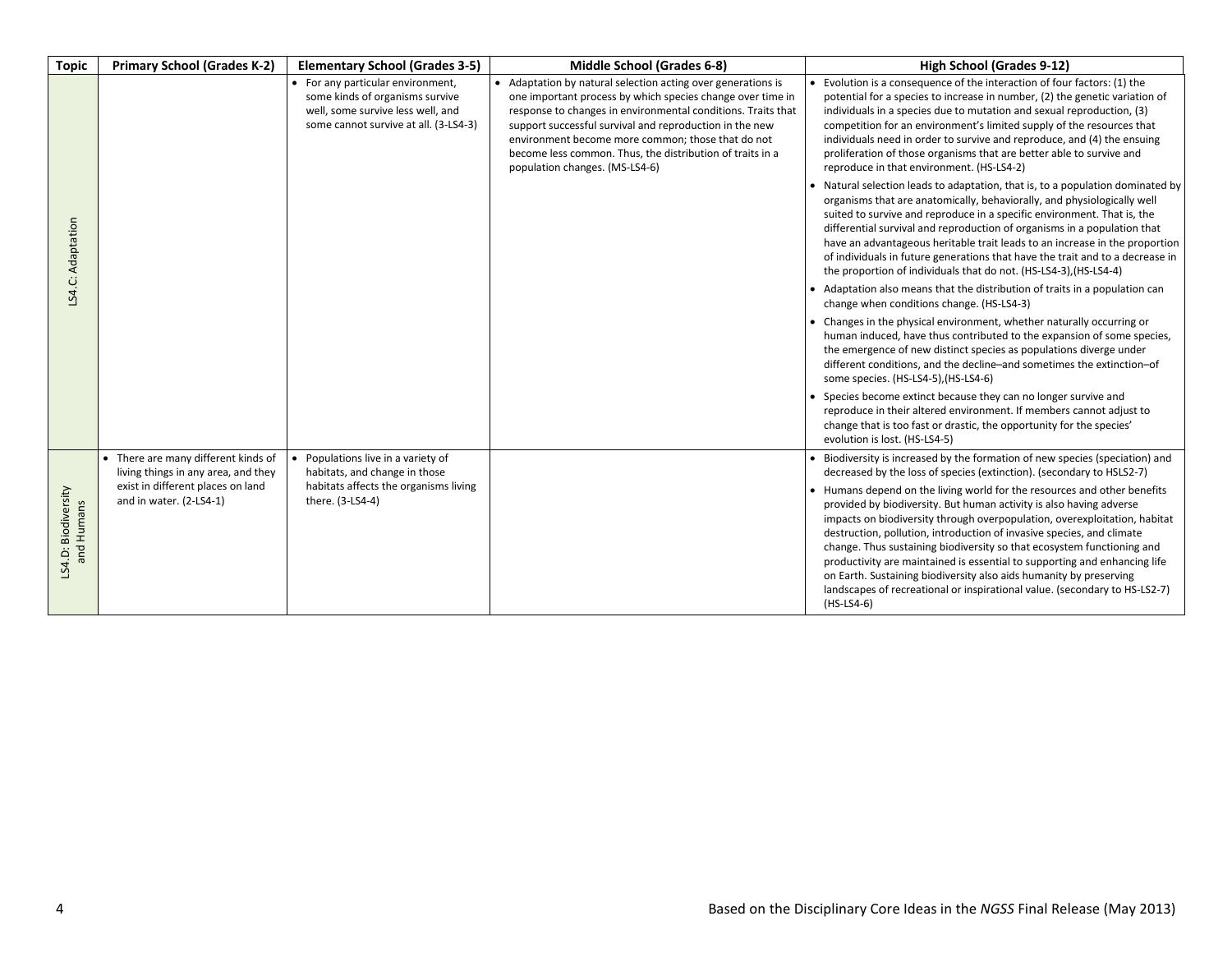| Topic | Primary School (Grades K-2) | Elementary School (Grades 3-5) | Middle School (Grades 6-8) | High School (Grades 9-12) |
|---|---|---|---|---|
| LS4.C: Adaptation | | • For any particular environment, some kinds of organisms survive well, some survive less well, and some cannot survive at all. (3-LS4-3) | • Adaptation by natural selection acting over generations is one important process by which species change over time in response to changes in environmental conditions. Traits that support successful survival and reproduction in the new environment become more common; those that do not become less common. Thus, the distribution of traits in a population changes. (MS-LS4-6) | • Evolution is a consequence of the interaction of four factors: (1) the potential for a species to increase in number, (2) the genetic variation of individuals in a species due to mutation and sexual reproduction, (3) competition for an environment's limited supply of the resources that individuals need in order to survive and reproduce, and (4) the ensuing proliferation of those organisms that are better able to survive and reproduce in that environment. (HS-LS4-2)<br>• Natural selection leads to adaptation, that is, to a population dominated by organisms that are anatomically, behaviorally, and physiologically well suited to survive and reproduce in a specific environment. That is, the differential survival and reproduction of organisms in a population that have an advantageous heritable trait leads to an increase in the proportion of individuals in future generations that have the trait and to a decrease in the proportion of individuals that do not. (HS-LS4-3),(HS-LS4-4)<br>• Adaptation also means that the distribution of traits in a population can change when conditions change. (HS-LS4-3)<br>• Changes in the physical environment, whether naturally occurring or human induced, have thus contributed to the expansion of some species, the emergence of new distinct species as populations diverge under different conditions, and the decline–and sometimes the extinction–of some species. (HS-LS4-5),(HS-LS4-6)<br>• Species become extinct because they can no longer survive and reproduce in their altered environment. If members cannot adjust to change that is too fast or drastic, the opportunity for the species' evolution is lost. (HS-LS4-5) |
| LS4.D: Biodiversity and Humans | • There are many different kinds of living things in any area, and they exist in different places on land and in water. (2-LS4-1) | • Populations live in a variety of habitats, and change in those habitats affects the organisms living there. (3-LS4-4) | | • Biodiversity is increased by the formation of new species (speciation) and decreased by the loss of species (extinction). (secondary to HSLS2-7)<br>• Humans depend on the living world for the resources and other benefits provided by biodiversity. But human activity is also having adverse impacts on biodiversity through overpopulation, overexploitation, habitat destruction, pollution, introduction of invasive species, and climate change. Thus sustaining biodiversity so that ecosystem functioning and productivity are maintained is essential to supporting and enhancing life on Earth. Sustaining biodiversity also aids humanity by preserving landscapes of recreational or inspirational value. (secondary to HS-LS2-7) (HS-LS4-6) |

Based on the Disciplinary Core Ideas in the *NGSS* Final Release (May 2013)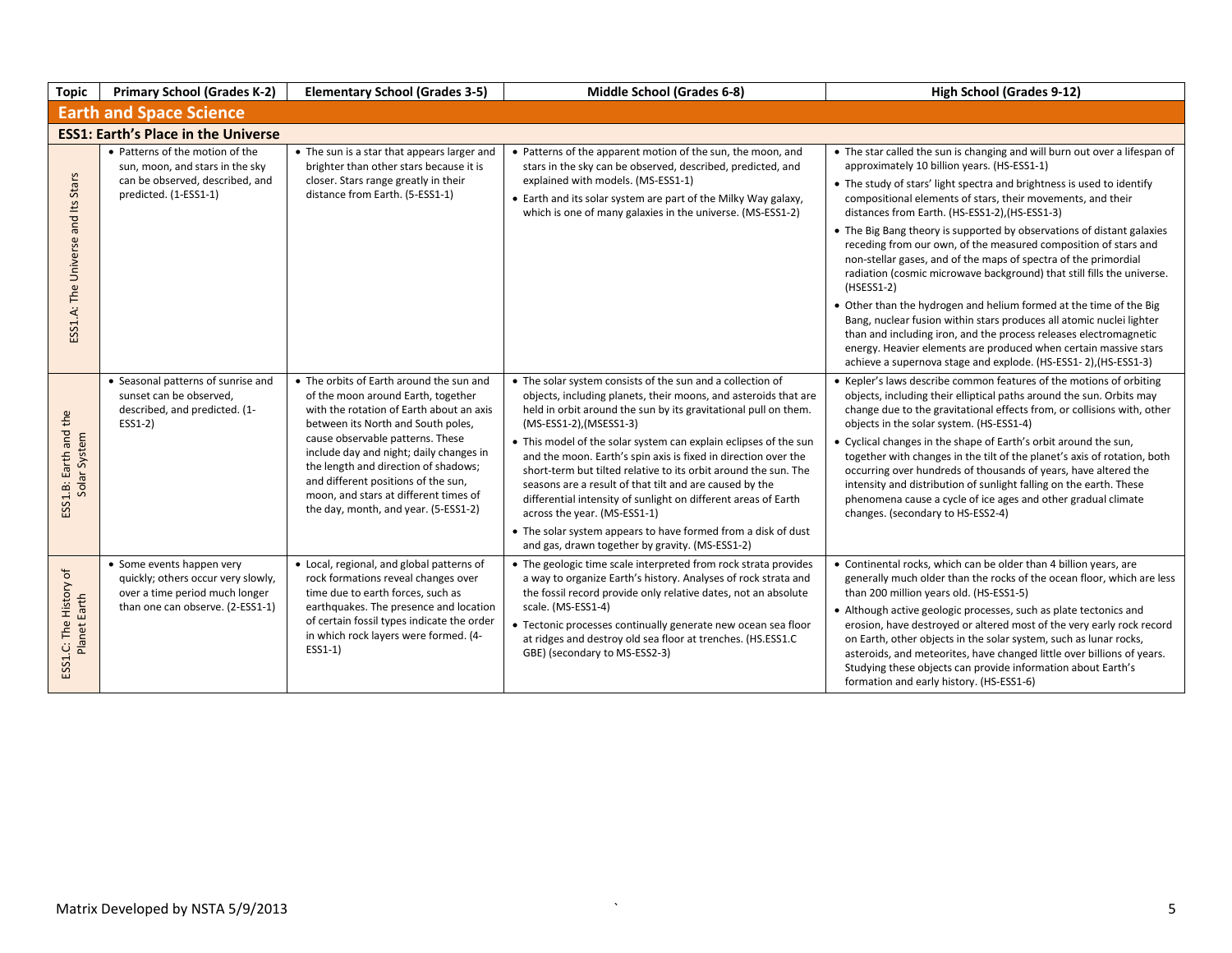| Topic | Primary School (Grades K-2) | Elementary School (Grades 3-5) | Middle School (Grades 6-8) | High School (Grades 9-12) |
|---|---|---|---|---|
| **Earth and Space Science** | | | | |
| **ESS1: Earth's Place in the Universe** | | | | |
| ESS1.A: The Universe and Its Stars | • Patterns of the motion of the sun, moon, and stars in the sky can be observed, described, and predicted. (1-ESS1-1) | • The sun is a star that appears larger and brighter than other stars because it is closer. Stars range greatly in their distance from Earth. (5-ESS1-1) | • Patterns of the apparent motion of the sun, the moon, and stars in the sky can be observed, described, predicted, and explained with models. (MS-ESS1-1)<br>• Earth and its solar system are part of the Milky Way galaxy, which is one of many galaxies in the universe. (MS-ESS1-2) | • The star called the sun is changing and will burn out over a lifespan of approximately 10 billion years. (HS-ESS1-1)<br>• The study of stars' light spectra and brightness is used to identify compositional elements of stars, their movements, and their distances from Earth. (HS-ESS1-2),(HS-ESS1-3)<br>• The Big Bang theory is supported by observations of distant galaxies receding from our own, of the measured composition of stars and non-stellar gases, and of the maps of spectra of the primordial radiation (cosmic microwave background) that still fills the universe. (HSESS1-2)<br>• Other than the hydrogen and helium formed at the time of the Big Bang, nuclear fusion within stars produces all atomic nuclei lighter than and including iron, and the process releases electromagnetic energy. Heavier elements are produced when certain massive stars achieve a supernova stage and explode. (HS-ESS1- 2),(HS-ESS1-3) |
| ESS1.B: Earth and the Solar System | • Seasonal patterns of sunrise and sunset can be observed, described, and predicted. (1-ESS1-2) | • The orbits of Earth around the sun and of the moon around Earth, together with the rotation of Earth about an axis between its North and South poles, cause observable patterns. These include day and night; daily changes in the length and direction of shadows; and different positions of the sun, moon, and stars at different times of the day, month, and year. (5-ESS1-2) | • The solar system consists of the sun and a collection of objects, including planets, their moons, and asteroids that are held in orbit around the sun by its gravitational pull on them. (MS-ESS1-2),(MSESS1-3)<br>• This model of the solar system can explain eclipses of the sun and the moon. Earth's spin axis is fixed in direction over the short-term but tilted relative to its orbit around the sun. The seasons are a result of that tilt and are caused by the differential intensity of sunlight on different areas of Earth across the year. (MS-ESS1-1)<br>• The solar system appears to have formed from a disk of dust and gas, drawn together by gravity. (MS-ESS1-2) | • Kepler's laws describe common features of the motions of orbiting objects, including their elliptical paths around the sun. Orbits may change due to the gravitational effects from, or collisions with, other objects in the solar system. (HS-ESS1-4)<br>• Cyclical changes in the shape of Earth's orbit around the sun, together with changes in the tilt of the planet's axis of rotation, both occurring over hundreds of thousands of years, have altered the intensity and distribution of sunlight falling on the earth. These phenomena cause a cycle of ice ages and other gradual climate changes. (secondary to HS-ESS2-4) |
| ESS1.C: The History of Planet Earth | • Some events happen very quickly; others occur very slowly, over a time period much longer than one can observe. (2-ESS1-1) | • Local, regional, and global patterns of rock formations reveal changes over time due to earth forces, such as earthquakes. The presence and location of certain fossil types indicate the order in which rock layers were formed. (4-ESS1-1) | • The geologic time scale interpreted from rock strata provides a way to organize Earth's history. Analyses of rock strata and the fossil record provide only relative dates, not an absolute scale. (MS-ESS1-4)<br>• Tectonic processes continually generate new ocean sea floor at ridges and destroy old sea floor at trenches. (HS.ESS1.C GBE) (secondary to MS-ESS2-3) | • Continental rocks, which can be older than 4 billion years, are generally much older than the rocks of the ocean floor, which are less than 200 million years old. (HS-ESS1-5)<br>• Although active geologic processes, such as plate tectonics and erosion, have destroyed or altered most of the very early rock record on Earth, other objects in the solar system, such as lunar rocks, asteroids, and meteorites, have changed little over billions of years. Studying these objects can provide information about Earth's formation and early history. (HS-ESS1-6) |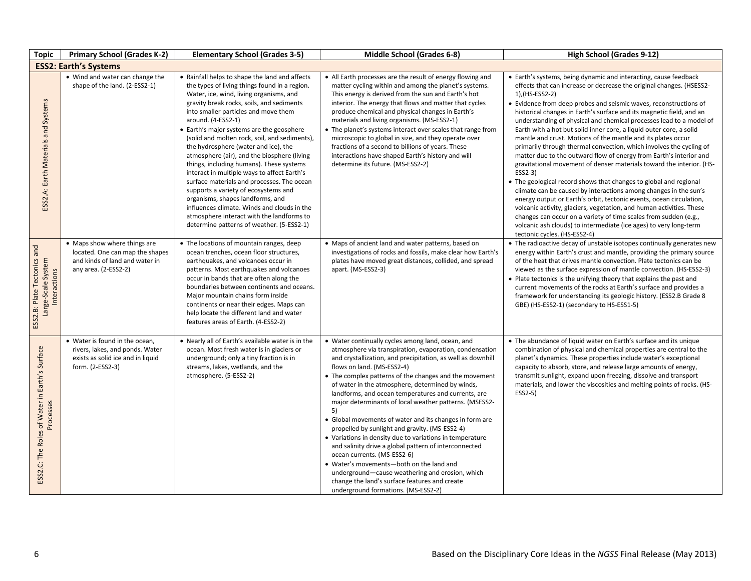| Topic | Primary School (Grades K-2) | Elementary School (Grades 3-5) | Middle School (Grades 6-8) | High School (Grades 9-12) |
|---|---|---|---|---|
| **ESS2: Earth's Systems** | | | | |
| ESS2.A: Earth Materials and Systems | • Wind and water can change the shape of the land. (2-ESS2-1) | • Rainfall helps to shape the land and affects the types of living things found in a region. Water, ice, wind, living organisms, and gravity break rocks, soils, and sediments into smaller particles and move them around. (4-ESS2-1)<br>• Earth's major systems are the geosphere (solid and molten rock, soil, and sediments), the hydrosphere (water and ice), the atmosphere (air), and the biosphere (living things, including humans). These systems interact in multiple ways to affect Earth's surface materials and processes. The ocean supports a variety of ecosystems and organisms, shapes landforms, and influences climate. Winds and clouds in the atmosphere interact with the landforms to determine patterns of weather. (5-ESS2-1) | • All Earth processes are the result of energy flowing and matter cycling within and among the planet's systems. This energy is derived from the sun and Earth's hot interior. The energy that flows and matter that cycles produce chemical and physical changes in Earth's materials and living organisms. (MS-ESS2-1)<br>• The planet's systems interact over scales that range from microscopic to global in size, and they operate over fractions of a second to billions of years. These interactions have shaped Earth's history and will determine its future. (MS-ESS2-2) | • Earth's systems, being dynamic and interacting, cause feedback effects that can increase or decrease the original changes. (HSESS2-1),(HS-ESS2-2)<br>• Evidence from deep probes and seismic waves, reconstructions of historical changes in Earth's surface and its magnetic field, and an understanding of physical and chemical processes lead to a model of Earth with a hot but solid inner core, a liquid outer core, a solid mantle and crust. Motions of the mantle and its plates occur primarily through thermal convection, which involves the cycling of matter due to the outward flow of energy from Earth's interior and gravitational movement of denser materials toward the interior. (HS-ESS2-3)<br>• The geological record shows that changes to global and regional climate can be caused by interactions among changes in the sun's energy output or Earth's orbit, tectonic events, ocean circulation, volcanic activity, glaciers, vegetation, and human activities. These changes can occur on a variety of time scales from sudden (e.g., volcanic ash clouds) to intermediate (ice ages) to very long-term tectonic cycles. (HS-ESS2-4) |
| ESS2.B: Plate Tectonics and Large-Scale System Interactions | • Maps show where things are located. One can map the shapes and kinds of land and water in any area. (2-ESS2-2) | • The locations of mountain ranges, deep ocean trenches, ocean floor structures, earthquakes, and volcanoes occur in patterns. Most earthquakes and volcanoes occur in bands that are often along the boundaries between continents and oceans. Major mountain chains form inside continents or near their edges. Maps can help locate the different land and water features areas of Earth. (4-ESS2-2) | • Maps of ancient land and water patterns, based on investigations of rocks and fossils, make clear how Earth's plates have moved great distances, collided, and spread apart. (MS-ESS2-3) | • The radioactive decay of unstable isotopes continually generates new energy within Earth's crust and mantle, providing the primary source of the heat that drives mantle convection. Plate tectonics can be viewed as the surface expression of mantle convection. (HS-ESS2-3)<br>• Plate tectonics is the unifying theory that explains the past and current movements of the rocks at Earth's surface and provides a framework for understanding its geologic history. (ESS2.B Grade 8 GBE) (HS-ESS2-1) (secondary to HS-ESS1-5) |
| ESS2.C: The Roles of Water in Earth's Surface Processes | • Water is found in the ocean, rivers, lakes, and ponds. Water exists as solid ice and in liquid form. (2-ESS2-3) | • Nearly all of Earth's available water is in the ocean. Most fresh water is in glaciers or underground; only a tiny fraction is in streams, lakes, wetlands, and the atmosphere. (5-ESS2-2) | • Water continually cycles among land, ocean, and atmosphere via transpiration, evaporation, condensation and crystallization, and precipitation, as well as downhill flows on land. (MS-ESS2-4)<br>• The complex patterns of the changes and the movement of water in the atmosphere, determined by winds, landforms, and ocean temperatures and currents, are major determinants of local weather patterns. (MSESS2-5)<br>• Global movements of water and its changes in form are propelled by sunlight and gravity. (MS-ESS2-4)<br>• Variations in density due to variations in temperature and salinity drive a global pattern of interconnected ocean currents. (MS-ESS2-6)<br>• Water's movements—both on the land and underground—cause weathering and erosion, which change the land's surface features and create underground formations. (MS-ESS2-2) | • The abundance of liquid water on Earth's surface and its unique combination of physical and chemical properties are central to the planet's dynamics. These properties include water's exceptional capacity to absorb, store, and release large amounts of energy, transmit sunlight, expand upon freezing, dissolve and transport materials, and lower the viscosities and melting points of rocks. (HS-ESS2-5) |

Based on the Disciplinary Core Ideas in the *NGSS* Final Release (May 2013)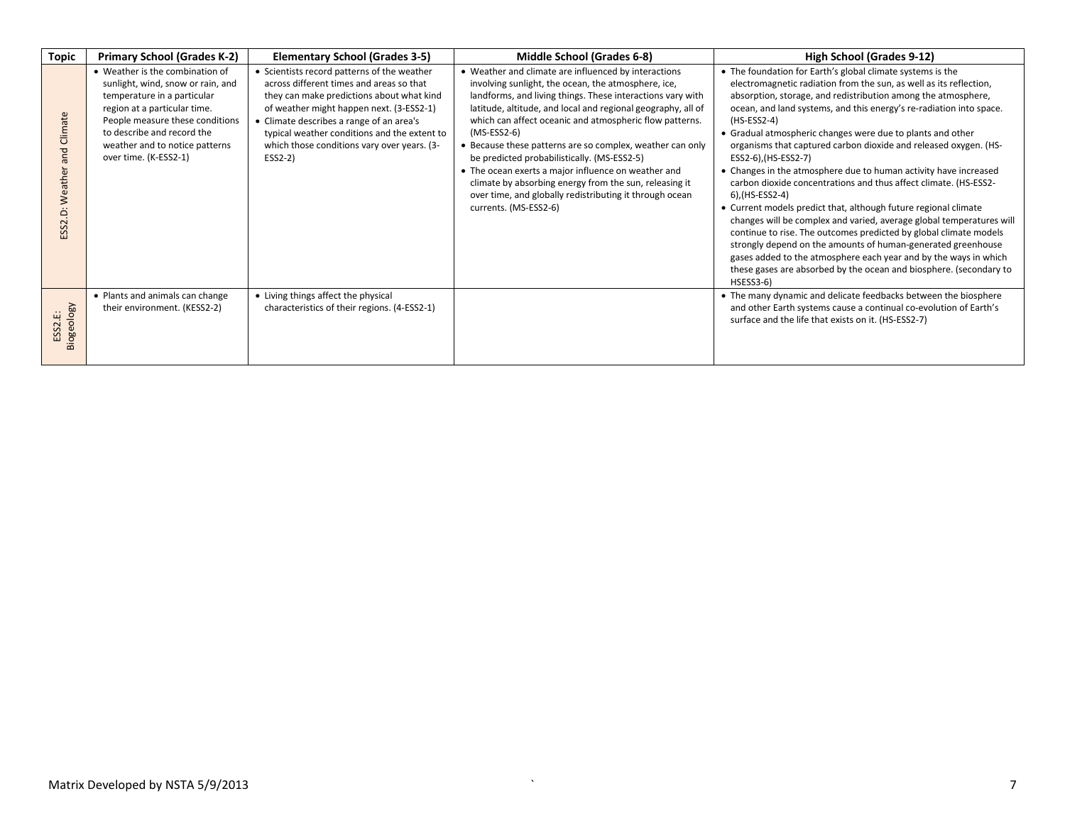| Topic | Primary School (Grades K-2) | Elementary School (Grades 3-5) | Middle School (Grades 6-8) | High School (Grades 9-12) |
|---|---|---|---|---|
| ESS2.D: Weather and Climate | • Weather is the combination of sunlight, wind, snow or rain, and temperature in a particular region at a particular time. People measure these conditions to describe and record the weather and to notice patterns over time. (K-ESS2-1) | • Scientists record patterns of the weather across different times and areas so that they can make predictions about what kind of weather might happen next. (3-ESS2-1)<br>• Climate describes a range of an area's typical weather conditions and the extent to which those conditions vary over years. (3-ESS2-2) | • Weather and climate are influenced by interactions involving sunlight, the ocean, the atmosphere, ice, landforms, and living things. These interactions vary with latitude, altitude, and local and regional geography, all of which can affect oceanic and atmospheric flow patterns. (MS-ESS2-6)<br>• Because these patterns are so complex, weather can only be predicted probabilistically. (MS-ESS2-5)<br>• The ocean exerts a major influence on weather and climate by absorbing energy from the sun, releasing it over time, and globally redistributing it through ocean currents. (MS-ESS2-6) | • The foundation for Earth's global climate systems is the electromagnetic radiation from the sun, as well as its reflection, absorption, storage, and redistribution among the atmosphere, ocean, and land systems, and this energy's re-radiation into space. (HS-ESS2-4)<br>• Gradual atmospheric changes were due to plants and other organisms that captured carbon dioxide and released oxygen. (HS-ESS2-6),(HS-ESS2-7)<br>• Changes in the atmosphere due to human activity have increased carbon dioxide concentrations and thus affect climate. (HS-ESS2-6),(HS-ESS2-4)<br>• Current models predict that, although future regional climate changes will be complex and varied, average global temperatures will continue to rise. The outcomes predicted by global climate models strongly depend on the amounts of human-generated greenhouse gases added to the atmosphere each year and by the ways in which these gases are absorbed by the ocean and biosphere. (secondary to HSESS3-6) |
| ESS2.E: Biogeology | • Plants and animals can change their environment. (KESS2-2) | • Living things affect the physical characteristics of their regions. (4-ESS2-1) | | • The many dynamic and delicate feedbacks between the biosphere and other Earth systems cause a continual co-evolution of Earth's surface and the life that exists on it. (HS-ESS2-7) |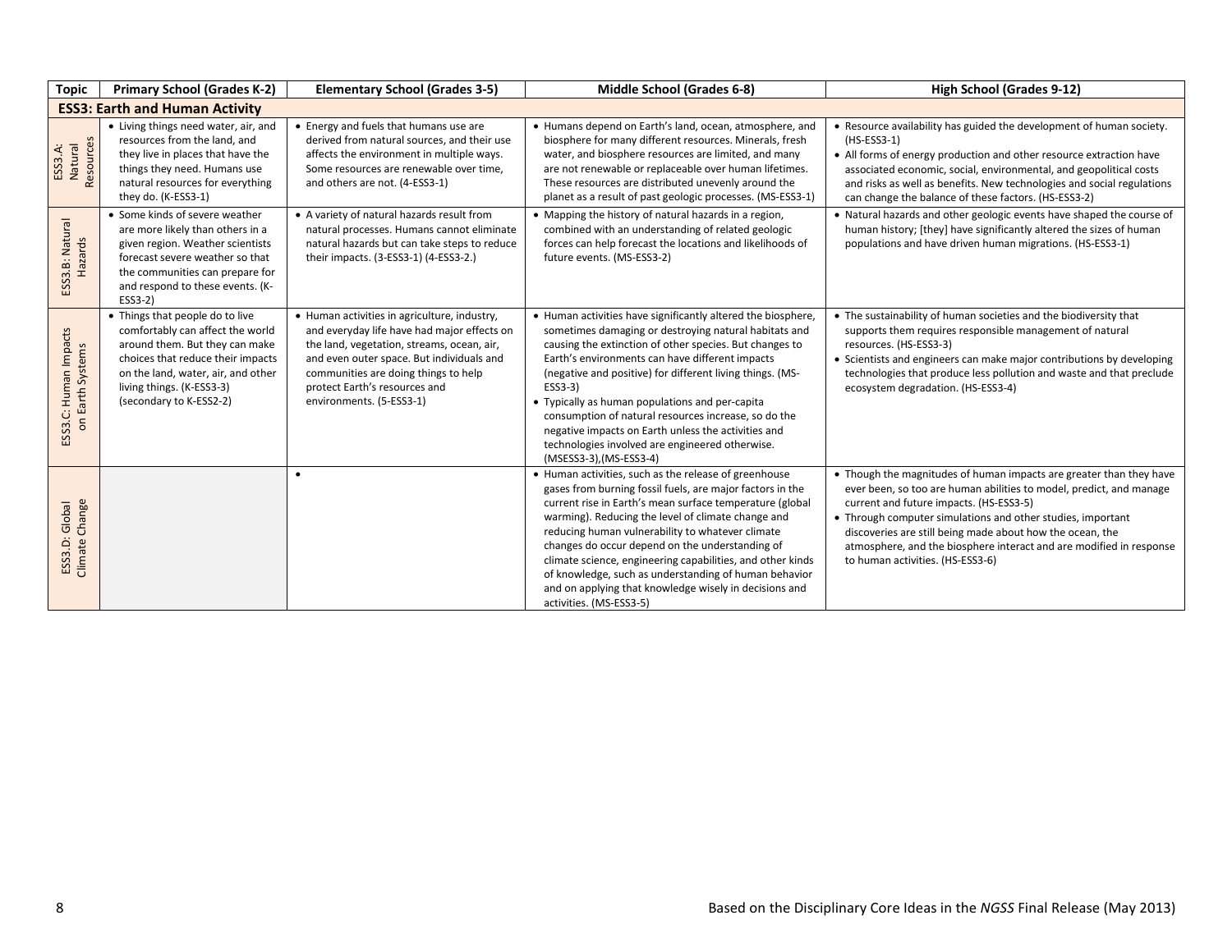| Topic | Primary School (Grades K-2) | Elementary School (Grades 3-5) | Middle School (Grades 6-8) | High School (Grades 9-12) |
|---|---|---|---|---|
| **ESS3: Earth and Human Activity** | | | | |
| ESS3.A: Natural Resources | • Living things need water, air, and resources from the land, and they live in places that have the things they need. Humans use natural resources for everything they do. (K-ESS3-1) | • Energy and fuels that humans use are derived from natural sources, and their use affects the environment in multiple ways. Some resources are renewable over time, and others are not. (4-ESS3-1) | • Humans depend on Earth's land, ocean, atmosphere, and biosphere for many different resources. Minerals, fresh water, and biosphere resources are limited, and many are not renewable or replaceable over human lifetimes. These resources are distributed unevenly around the planet as a result of past geologic processes. (MS-ESS3-1) | • Resource availability has guided the development of human society. (HS-ESS3-1)<br>• All forms of energy production and other resource extraction have associated economic, social, environmental, and geopolitical costs and risks as well as benefits. New technologies and social regulations can change the balance of these factors. (HS-ESS3-2) |
| ESS3.B: Natural Hazards | • Some kinds of severe weather are more likely than others in a given region. Weather scientists forecast severe weather so that the communities can prepare for and respond to these events. (K-ESS3-2) | • A variety of natural hazards result from natural processes. Humans cannot eliminate natural hazards but can take steps to reduce their impacts. (3-ESS3-1) (4-ESS3-2.) | • Mapping the history of natural hazards in a region, combined with an understanding of related geologic forces can help forecast the locations and likelihoods of future events. (MS-ESS3-2) | • Natural hazards and other geologic events have shaped the course of human history; [they] have significantly altered the sizes of human populations and have driven human migrations. (HS-ESS3-1) |
| ESS3.C: Human Impacts on Earth Systems | • Things that people do to live comfortably can affect the world around them. But they can make choices that reduce their impacts on the land, water, air, and other living things. (K-ESS3-3) (secondary to K-ESS2-2) | • Human activities in agriculture, industry, and everyday life have had major effects on the land, vegetation, streams, ocean, air, and even outer space. But individuals and communities are doing things to help protect Earth's resources and environments. (5-ESS3-1) | • Human activities have significantly altered the biosphere, sometimes damaging or destroying natural habitats and causing the extinction of other species. But changes to Earth's environments can have different impacts (negative and positive) for different living things. (MS-ESS3-3)<br>• Typically as human populations and per-capita consumption of natural resources increase, so do the negative impacts on Earth unless the activities and technologies involved are engineered otherwise. (MSESS3-3),(MS-ESS3-4) | • The sustainability of human societies and the biodiversity that supports them requires responsible management of natural resources. (HS-ESS3-3)<br>• Scientists and engineers can make major contributions by developing technologies that produce less pollution and waste and that preclude ecosystem degradation. (HS-ESS3-4) |
| ESS3.D: Global Climate Change | | • | • Human activities, such as the release of greenhouse gases from burning fossil fuels, are major factors in the current rise in Earth's mean surface temperature (global warming). Reducing the level of climate change and reducing human vulnerability to whatever climate changes do occur depend on the understanding of climate science, engineering capabilities, and other kinds of knowledge, such as understanding of human behavior and on applying that knowledge wisely in decisions and activities. (MS-ESS3-5) | • Though the magnitudes of human impacts are greater than they have ever been, so too are human abilities to model, predict, and manage current and future impacts. (HS-ESS3-5)<br>• Through computer simulations and other studies, important discoveries are still being made about how the ocean, the atmosphere, and the biosphere interact and are modified in response to human activities. (HS-ESS3-6) |

Based on the Disciplinary Core Ideas in the *NGSS* Final Release (May 2013)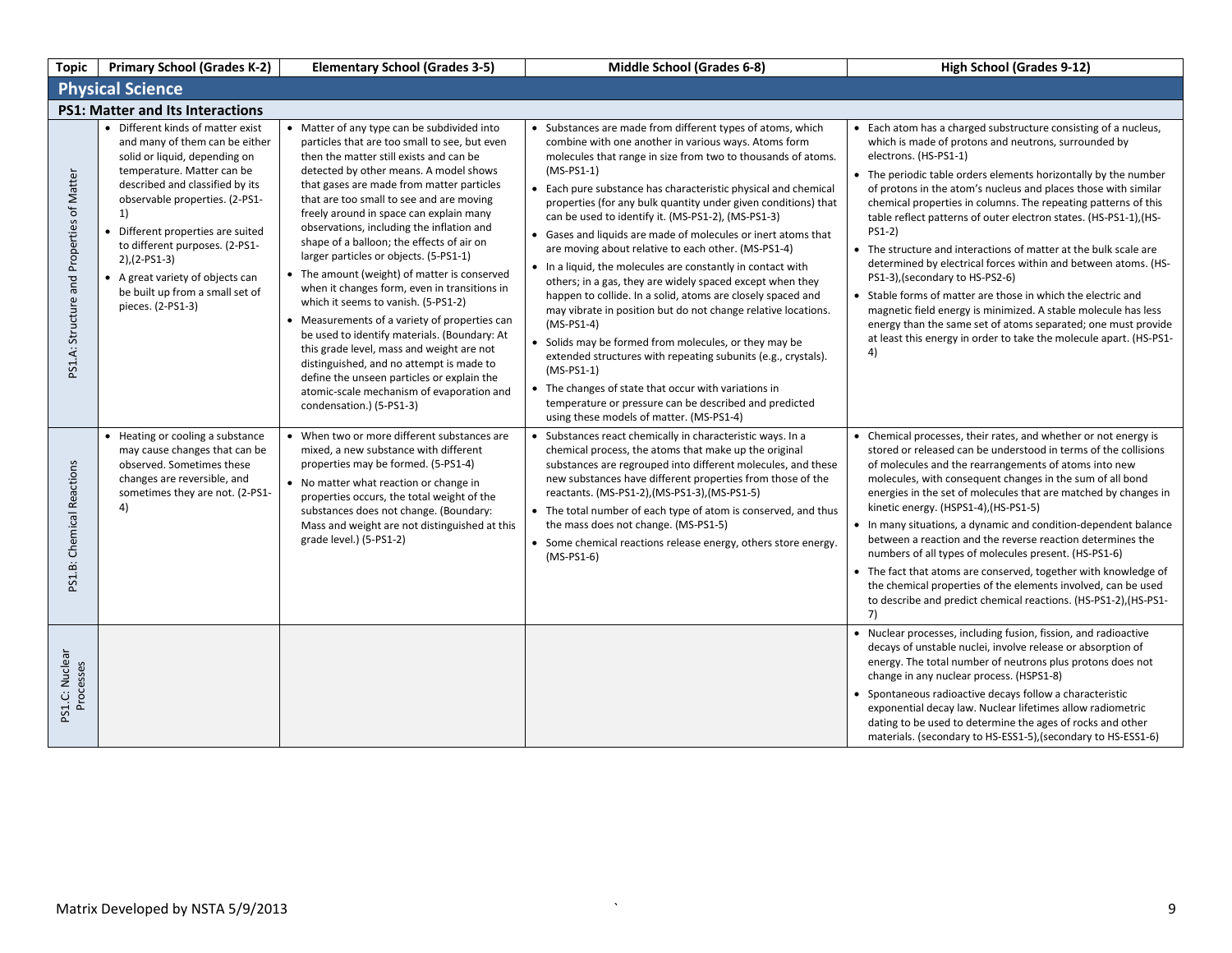| Topic | Primary School (Grades K-2) | Elementary School (Grades 3-5) | Middle School (Grades 6-8) | High School (Grades 9-12) |
|---|---|---|---|---|
| **Physical Science** | | | | |
| **PS1: Matter and Its Interactions** | | | | |
| PS1.A: Structure and Properties of Matter | • Different kinds of matter exist and many of them can be either solid or liquid, depending on temperature. Matter can be described and classified by its observable properties. (2-PS1-1)<br>• Different properties are suited to different purposes. (2-PS1-2),(2-PS1-3)<br>• A great variety of objects can be built up from a small set of pieces. (2-PS1-3) | • Matter of any type can be subdivided into particles that are too small to see, but even then the matter still exists and can be detected by other means. A model shows that gases are made from matter particles that are too small to see and are moving freely around in space can explain many observations, including the inflation and shape of a balloon; the effects of air on larger particles or objects. (5-PS1-1)<br>• The amount (weight) of matter is conserved when it changes form, even in transitions in which it seems to vanish. (5-PS1-2)<br>• Measurements of a variety of properties can be used to identify materials. (Boundary: At this grade level, mass and weight are not distinguished, and no attempt is made to define the unseen particles or explain the atomic-scale mechanism of evaporation and condensation.) (5-PS1-3) | • Substances are made from different types of atoms, which combine with one another in various ways. Atoms form molecules that range in size from two to thousands of atoms. (MS-PS1-1)<br>• Each pure substance has characteristic physical and chemical properties (for any bulk quantity under given conditions) that can be used to identify it. (MS-PS1-2), (MS-PS1-3)<br>• Gases and liquids are made of molecules or inert atoms that are moving about relative to each other. (MS-PS1-4)<br>• In a liquid, the molecules are constantly in contact with others; in a gas, they are widely spaced except when they happen to collide. In a solid, atoms are closely spaced and may vibrate in position but do not change relative locations. (MS-PS1-4)<br>• Solids may be formed from molecules, or they may be extended structures with repeating subunits (e.g., crystals). (MS-PS1-1)<br>• The changes of state that occur with variations in temperature or pressure can be described and predicted using these models of matter. (MS-PS1-4) | • Each atom has a charged substructure consisting of a nucleus, which is made of protons and neutrons, surrounded by electrons. (HS-PS1-1)<br>• The periodic table orders elements horizontally by the number of protons in the atom's nucleus and places those with similar chemical properties in columns. The repeating patterns of this table reflect patterns of outer electron states. (HS-PS1-1),(HS-PS1-2)<br>• The structure and interactions of matter at the bulk scale are determined by electrical forces within and between atoms. (HS-PS1-3),(secondary to HS-PS2-6)<br>• Stable forms of matter are those in which the electric and magnetic field energy is minimized. A stable molecule has less energy than the same set of atoms separated; one must provide at least this energy in order to take the molecule apart. (HS-PS1-4) |
| PS1.B: Chemical Reactions | • Heating or cooling a substance may cause changes that can be observed. Sometimes these changes are reversible, and sometimes they are not. (2-PS1-4) | • When two or more different substances are mixed, a new substance with different properties may be formed. (5-PS1-4)<br>• No matter what reaction or change in properties occurs, the total weight of the substances does not change. (Boundary: Mass and weight are not distinguished at this grade level.) (5-PS1-2) | • Substances react chemically in characteristic ways. In a chemical process, the atoms that make up the original substances are regrouped into different molecules, and these new substances have different properties from those of the reactants. (MS-PS1-2),(MS-PS1-3),(MS-PS1-5)<br>• The total number of each type of atom is conserved, and thus the mass does not change. (MS-PS1-5)<br>• Some chemical reactions release energy, others store energy. (MS-PS1-6) | • Chemical processes, their rates, and whether or not energy is stored or released can be understood in terms of the collisions of molecules and the rearrangements of atoms into new molecules, with consequent changes in the sum of all bond energies in the set of molecules that are matched by changes in kinetic energy. (HSPS1-4),(HS-PS1-5)<br>• In many situations, a dynamic and condition-dependent balance between a reaction and the reverse reaction determines the numbers of all types of molecules present. (HS-PS1-6)<br>• The fact that atoms are conserved, together with knowledge of the chemical properties of the elements involved, can be used to describe and predict chemical reactions. (HS-PS1-2),(HS-PS1-7) |
| PS1.C: Nuclear Processes | | | | • Nuclear processes, including fusion, fission, and radioactive decays of unstable nuclei, involve release or absorption of energy. The total number of neutrons plus protons does not change in any nuclear process. (HSPS1-8)<br>• Spontaneous radioactive decays follow a characteristic exponential decay law. Nuclear lifetimes allow radiometric dating to be used to determine the ages of rocks and other materials. (secondary to HS-ESS1-5),(secondary to HS-ESS1-6) |

Matrix Developed by NSTA 5/9/2013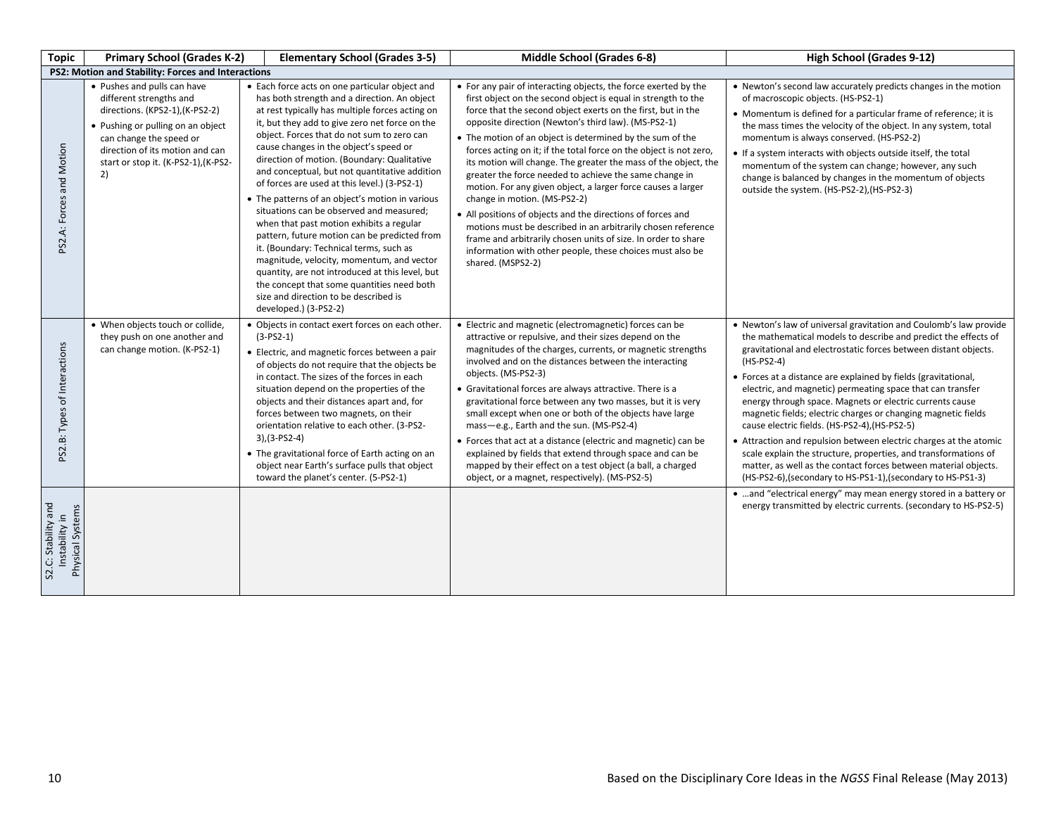| Topic | Primary School (Grades K-2) | Elementary School (Grades 3-5) | Middle School (Grades 6-8) | High School (Grades 9-12) |
|---|---|---|---|---|
| **PS2: Motion and Stability: Forces and Interactions** | | | | |
| PS2.A: Forces and Motion | • Pushes and pulls can have different strengths and directions. (KPS2-1),(K-PS2-2)<br>• Pushing or pulling on an object can change the speed or direction of its motion and can start or stop it. (K-PS2-1),(K-PS2-2) | • Each force acts on one particular object and has both strength and a direction. An object at rest typically has multiple forces acting on it, but they add to give zero net force on the object. Forces that do not sum to zero can cause changes in the object's speed or direction of motion. (Boundary: Qualitative and conceptual, but not quantitative addition of forces are used at this level.) (3-PS2-1)<br>• The patterns of an object's motion in various situations can be observed and measured; when that past motion exhibits a regular pattern, future motion can be predicted from it. (Boundary: Technical terms, such as magnitude, velocity, momentum, and vector quantity, are not introduced at this level, but the concept that some quantities need both size and direction to be described is developed.) (3-PS2-2) | • For any pair of interacting objects, the force exerted by the first object on the second object is equal in strength to the force that the second object exerts on the first, but in the opposite direction (Newton's third law). (MS-PS2-1)<br>• The motion of an object is determined by the sum of the forces acting on it; if the total force on the object is not zero, its motion will change. The greater the mass of the object, the greater the force needed to achieve the same change in motion. For any given object, a larger force causes a larger change in motion. (MS-PS2-2)<br>• All positions of objects and the directions of forces and motions must be described in an arbitrarily chosen reference frame and arbitrarily chosen units of size. In order to share information with other people, these choices must also be shared. (MSPS2-2) | • Newton's second law accurately predicts changes in the motion of macroscopic objects. (HS-PS2-1)<br>• Momentum is defined for a particular frame of reference; it is the mass times the velocity of the object. In any system, total momentum is always conserved. (HS-PS2-2)<br>• If a system interacts with objects outside itself, the total momentum of the system can change; however, any such change is balanced by changes in the momentum of objects outside the system. (HS-PS2-2),(HS-PS2-3) |
| PS2.B: Types of Interactions | • When objects touch or collide, they push on one another and can change motion. (K-PS2-1) | • Objects in contact exert forces on each other. (3-PS2-1)<br>• Electric, and magnetic forces between a pair of objects do not require that the objects be in contact. The sizes of the forces in each situation depend on the properties of the objects and their distances apart and, for forces between two magnets, on their orientation relative to each other. (3-PS2-3),(3-PS2-4)<br>• The gravitational force of Earth acting on an object near Earth's surface pulls that object toward the planet's center. (5-PS2-1) | • Electric and magnetic (electromagnetic) forces can be attractive or repulsive, and their sizes depend on the magnitudes of the charges, currents, or magnetic strengths involved and on the distances between the interacting objects. (MS-PS2-3)<br>• Gravitational forces are always attractive. There is a gravitational force between any two masses, but it is very small except when one or both of the objects have large mass—e.g., Earth and the sun. (MS-PS2-4)<br>• Forces that act at a distance (electric and magnetic) can be explained by fields that extend through space and can be mapped by their effect on a test object (a ball, a charged object, or a magnet, respectively). (MS-PS2-5) | • Newton's law of universal gravitation and Coulomb's law provide the mathematical models to describe and predict the effects of gravitational and electrostatic forces between distant objects. (HS-PS2-4)<br>• Forces at a distance are explained by fields (gravitational, electric, and magnetic) permeating space that can transfer energy through space. Magnets or electric currents cause magnetic fields; electric charges or changing magnetic fields cause electric fields. (HS-PS2-4),(HS-PS2-5)<br>• Attraction and repulsion between electric charges at the atomic scale explain the structure, properties, and transformations of matter, as well as the contact forces between material objects. (HS-PS2-6),(secondary to HS-PS1-1),(secondary to HS-PS1-3) |
| S2.C: Stability and Instability in Physical Systems | | | | • …and "electrical energy" may mean energy stored in a battery or energy transmitted by electric currents. (secondary to HS-PS2-5) |

Based on the Disciplinary Core Ideas in the *NGSS* Final Release (May 2013)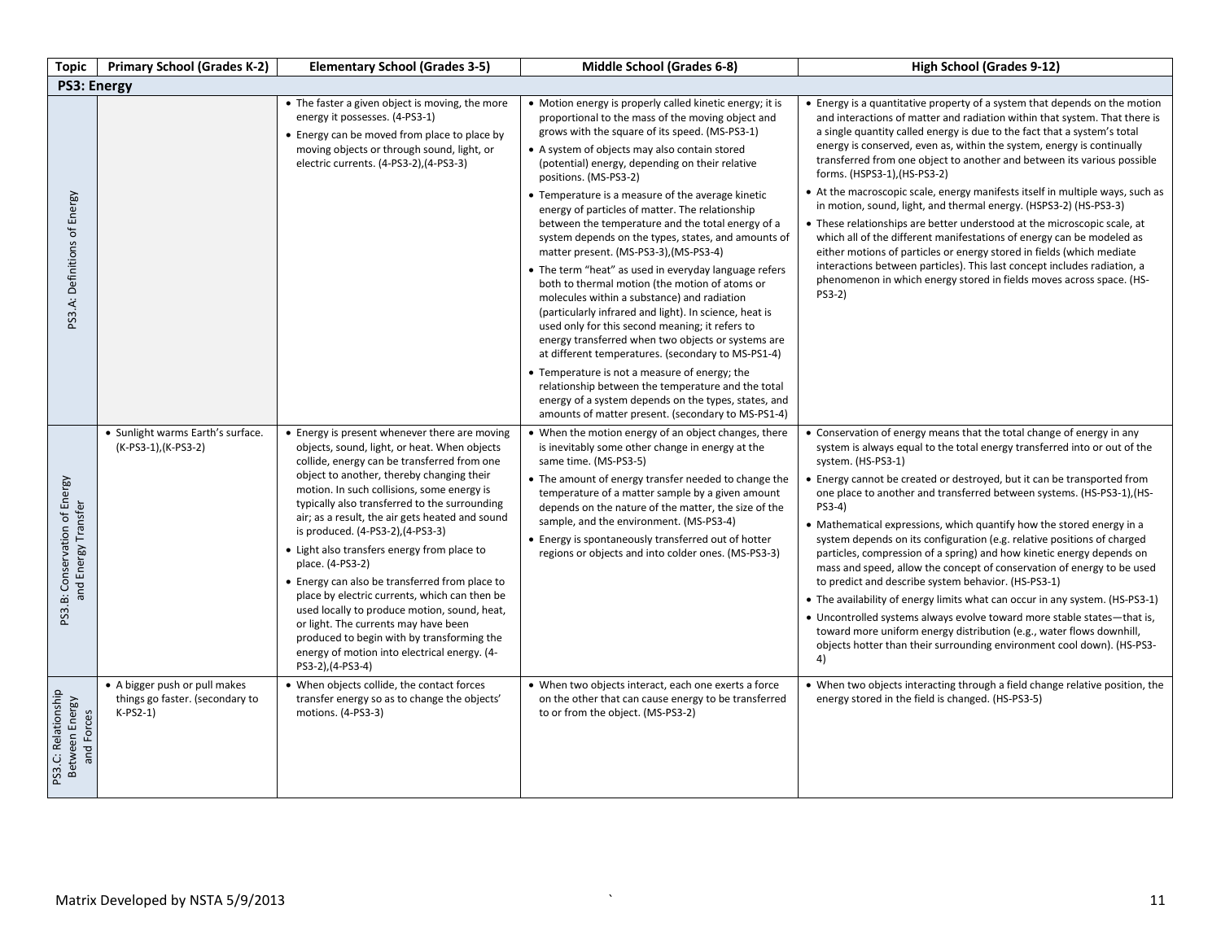| Topic | Primary School (Grades K-2) | Elementary School (Grades 3-5) | Middle School (Grades 6-8) | High School (Grades 9-12) |
|---|---|---|---|---|
| **PS3: Energy** | | | | |
| PS3.A: Definitions of Energy | | • The faster a given object is moving, the more energy it possesses. (4-PS3-1)<br>• Energy can be moved from place to place by moving objects or through sound, light, or electric currents. (4-PS3-2),(4-PS3-3) | • Motion energy is properly called kinetic energy; it is proportional to the mass of the moving object and grows with the square of its speed. (MS-PS3-1)<br>• A system of objects may also contain stored (potential) energy, depending on their relative positions. (MS-PS3-2)<br>• Temperature is a measure of the average kinetic energy of particles of matter. The relationship between the temperature and the total energy of a system depends on the types, states, and amounts of matter present. (MS-PS3-3),(MS-PS3-4)<br>• The term "heat" as used in everyday language refers both to thermal motion (the motion of atoms or molecules within a substance) and radiation (particularly infrared and light). In science, heat is used only for this second meaning; it refers to energy transferred when two objects or systems are at different temperatures. (secondary to MS-PS1-4)<br>• Temperature is not a measure of energy; the relationship between the temperature and the total energy of a system depends on the types, states, and amounts of matter present. (secondary to MS-PS1-4) | • Energy is a quantitative property of a system that depends on the motion and interactions of matter and radiation within that system. That there is a single quantity called energy is due to the fact that a system's total energy is conserved, even as, within the system, energy is continually transferred from one object to another and between its various possible forms. (HSPS3-1),(HS-PS3-2)<br>• At the macroscopic scale, energy manifests itself in multiple ways, such as in motion, sound, light, and thermal energy. (HSPS3-2) (HS-PS3-3)<br>• These relationships are better understood at the microscopic scale, at which all of the different manifestations of energy can be modeled as either motions of particles or energy stored in fields (which mediate interactions between particles). This last concept includes radiation, a phenomenon in which energy stored in fields moves across space. (HS-PS3-2) |
| PS3.B: Conservation of Energy and Energy Transfer | • Sunlight warms Earth's surface. (K-PS3-1),(K-PS3-2) | • Energy is present whenever there are moving objects, sound, light, or heat. When objects collide, energy can be transferred from one object to another, thereby changing their motion. In such collisions, some energy is typically also transferred to the surrounding air; as a result, the air gets heated and sound is produced. (4-PS3-2),(4-PS3-3)<br>• Light also transfers energy from place to place. (4-PS3-2)<br>• Energy can also be transferred from place to place by electric currents, which can then be used locally to produce motion, sound, heat, or light. The currents may have been produced to begin with by transforming the energy of motion into electrical energy. (4-PS3-2),(4-PS3-4) | • When the motion energy of an object changes, there is inevitably some other change in energy at the same time. (MS-PS3-5)<br>• The amount of energy transfer needed to change the temperature of a matter sample by a given amount depends on the nature of the matter, the size of the sample, and the environment. (MS-PS3-4)<br>• Energy is spontaneously transferred out of hotter regions or objects and into colder ones. (MS-PS3-3) | • Conservation of energy means that the total change of energy in any system is always equal to the total energy transferred into or out of the system. (HS-PS3-1)<br>• Energy cannot be created or destroyed, but it can be transported from one place to another and transferred between systems. (HS-PS3-1),(HS-PS3-4)<br>• Mathematical expressions, which quantify how the stored energy in a system depends on its configuration (e.g. relative positions of charged particles, compression of a spring) and how kinetic energy depends on mass and speed, allow the concept of conservation of energy to be used to predict and describe system behavior. (HS-PS3-1)<br>• The availability of energy limits what can occur in any system. (HS-PS3-1)<br>• Uncontrolled systems always evolve toward more stable states—that is, toward more uniform energy distribution (e.g., water flows downhill, objects hotter than their surrounding environment cool down). (HS-PS3-4) |
| PS3.C: Relationship Between Energy and Forces | • A bigger push or pull makes things go faster. (secondary to K-PS2-1) | • When objects collide, the contact forces transfer energy so as to change the objects' motions. (4-PS3-3) | • When two objects interact, each one exerts a force on the other that can cause energy to be transferred to or from the object. (MS-PS3-2) | • When two objects interacting through a field change relative position, the energy stored in the field is changed. (HS-PS3-5) |

Matrix Developed by NSTA 5/9/2013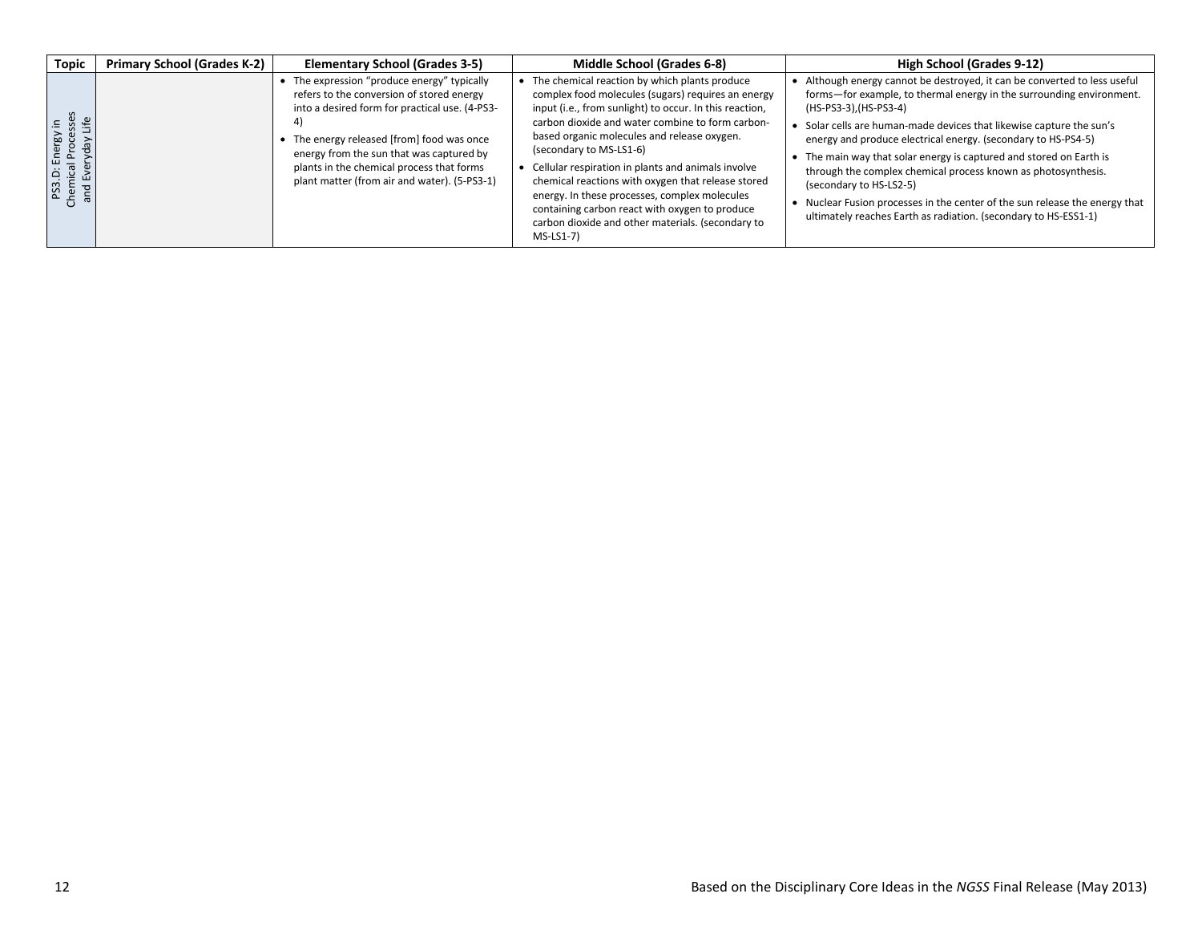| Topic | Primary School (Grades K-2) | Elementary School (Grades 3-5) | Middle School (Grades 6-8) | High School (Grades 9-12) |
|---|---|---|---|---|
| PS3.D: Energy in Chemical Processes and Everyday Life | | • The expression "produce energy" typically refers to the conversion of stored energy into a desired form for practical use. (4-PS3-4)<br>• The energy released [from] food was once energy from the sun that was captured by plants in the chemical process that forms plant matter (from air and water). (5-PS3-1) | • The chemical reaction by which plants produce complex food molecules (sugars) requires an energy input (i.e., from sunlight) to occur. In this reaction, carbon dioxide and water combine to form carbon-based organic molecules and release oxygen. (secondary to MS-LS1-6)<br>• Cellular respiration in plants and animals involve chemical reactions with oxygen that release stored energy. In these processes, complex molecules containing carbon react with oxygen to produce carbon dioxide and other materials. (secondary to MS-LS1-7) | • Although energy cannot be destroyed, it can be converted to less useful forms—for example, to thermal energy in the surrounding environment. (HS-PS3-3),(HS-PS3-4)<br>• Solar cells are human-made devices that likewise capture the sun's energy and produce electrical energy. (secondary to HS-PS4-5)<br>• The main way that solar energy is captured and stored on Earth is through the complex chemical process known as photosynthesis. (secondary to HS-LS2-5)<br>• Nuclear Fusion processes in the center of the sun release the energy that ultimately reaches Earth as radiation. (secondary to HS-ESS1-1) |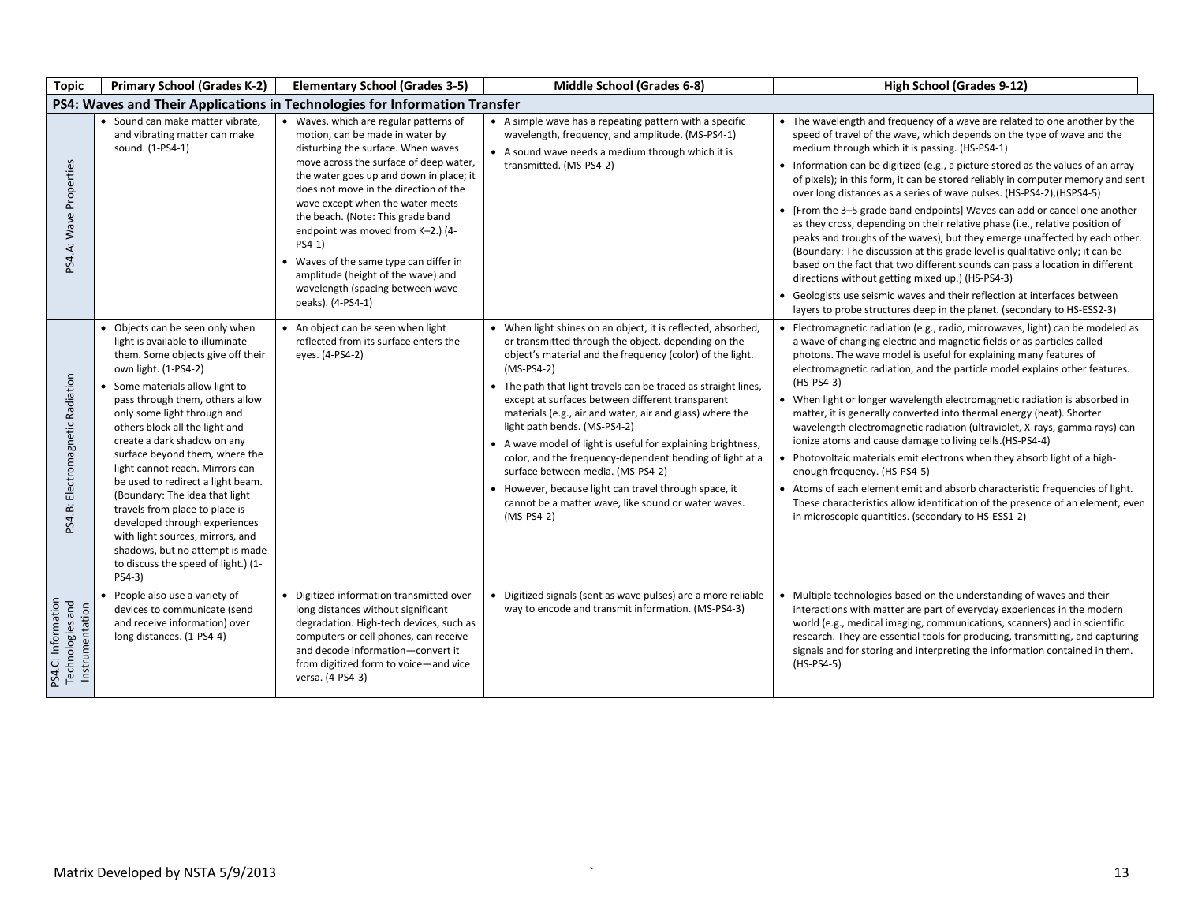| Topic | Primary School (Grades K-2) | Elementary School (Grades 3-5) | Middle School (Grades 6-8) | High School (Grades 9-12) |
|---|---|---|---|---|
| **PS4: Waves and Their Applications in Technologies for Information Transfer** | | | | |
| PS4.A: Wave Properties | • Sound can make matter vibrate, and vibrating matter can make sound. (1-PS4-1) | • Waves, which are regular patterns of motion, can be made in water by disturbing the surface. When waves move across the surface of deep water, the water goes up and down in place; it does not move in the direction of the wave except when the water meets the beach. (Note: This grade band endpoint was moved from K–2.) (4-PS4-1)<br>• Waves of the same type can differ in amplitude (height of the wave) and wavelength (spacing between wave peaks). (4-PS4-1) | • A simple wave has a repeating pattern with a specific wavelength, frequency, and amplitude. (MS-PS4-1)<br>• A sound wave needs a medium through which it is transmitted. (MS-PS4-2) | • The wavelength and frequency of a wave are related to one another by the speed of travel of the wave, which depends on the type of wave and the medium through which it is passing. (HS-PS4-1)<br>• Information can be digitized (e.g., a picture stored as the values of an array of pixels); in this form, it can be stored reliably in computer memory and sent over long distances as a series of wave pulses. (HS-PS4-2),(HSPS4-5)<br>• [From the 3–5 grade band endpoints] Waves can add or cancel one another as they cross, depending on their relative phase (i.e., relative position of peaks and troughs of the waves), but they emerge unaffected by each other. (Boundary: The discussion at this grade level is qualitative only; it can be based on the fact that two different sounds can pass a location in different directions without getting mixed up.) (HS-PS4-3)<br>• Geologists use seismic waves and their reflection at interfaces between layers to probe structures deep in the planet. (secondary to HS-ESS2-3) |
| PS4.B: Electromagnetic Radiation | • Objects can be seen only when light is available to illuminate them. Some objects give off their own light. (1-PS4-2)<br>• Some materials allow light to pass through them, others allow only some light through and others block all the light and create a dark shadow on any surface beyond them, where the light cannot reach. Mirrors can be used to redirect a light beam. (Boundary: The idea that light travels from place to place is developed through experiences with light sources, mirrors, and shadows, but no attempt is made to discuss the speed of light.) (1-PS4-3) | • An object can be seen when light reflected from its surface enters the eyes. (4-PS4-2) | • When light shines on an object, it is reflected, absorbed, or transmitted through the object, depending on the object's material and the frequency (color) of the light. (MS-PS4-2)<br>• The path that light travels can be traced as straight lines, except at surfaces between different transparent materials (e.g., air and water, air and glass) where the light path bends. (MS-PS4-2)<br>• A wave model of light is useful for explaining brightness, color, and the frequency-dependent bending of light at a surface between media. (MS-PS4-2)<br>• However, because light can travel through space, it cannot be a matter wave, like sound or water waves. (MS-PS4-2) | • Electromagnetic radiation (e.g., radio, microwaves, light) can be modeled as a wave of changing electric and magnetic fields or as particles called photons. The wave model is useful for explaining many features of electromagnetic radiation, and the particle model explains other features. (HS-PS4-3)<br>• When light or longer wavelength electromagnetic radiation is absorbed in matter, it is generally converted into thermal energy (heat). Shorter wavelength electromagnetic radiation (ultraviolet, X-rays, gamma rays) can ionize atoms and cause damage to living cells.(HS-PS4-4)<br>• Photovoltaic materials emit electrons when they absorb light of a high-enough frequency. (HS-PS4-5)<br>• Atoms of each element emit and absorb characteristic frequencies of light. These characteristics allow identification of the presence of an element, even in microscopic quantities. (secondary to HS-ESS1-2) |
| PS4.C: Information Technologies and Instrumentation | • People also use a variety of devices to communicate (send and receive information) over long distances. (1-PS4-4) | • Digitized information transmitted over long distances without significant degradation. High-tech devices, such as computers or cell phones, can receive and decode information—convert it from digitized form to voice—and vice versa. (4-PS4-3) | • Digitized signals (sent as wave pulses) are a more reliable way to encode and transmit information. (MS-PS4-3) | • Multiple technologies based on the understanding of waves and their interactions with matter are part of everyday experiences in the modern world (e.g., medical imaging, communications, scanners) and in scientific research. They are essential tools for producing, transmitting, and capturing signals and for storing and interpreting the information contained in them. (HS-PS4-5) |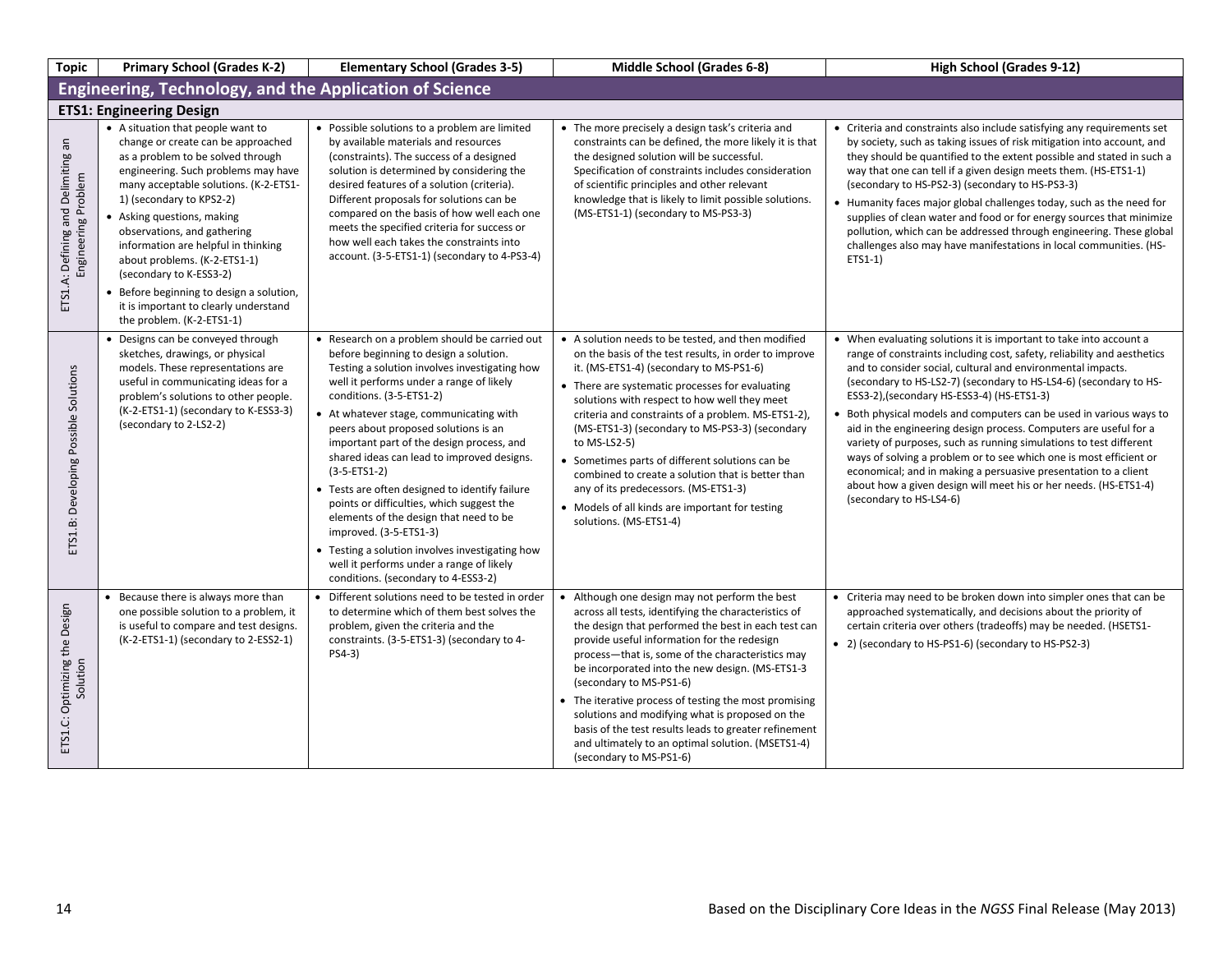| Topic | Primary School (Grades K-2) | Elementary School (Grades 3-5) | Middle School (Grades 6-8) | High School (Grades 9-12) |
| --- | --- | --- | --- | --- |
| **Engineering, Technology, and the Application of Science** | | | | |
| **ETS1: Engineering Design** | | | | |
| ETS1.A: Defining and Delimiting an Engineering Problem | • A situation that people want to change or create can be approached as a problem to be solved through engineering. Such problems may have many acceptable solutions. (K-2-ETS1-1) (secondary to KPS2-2)<br>• Asking questions, making observations, and gathering information are helpful in thinking about problems. (K-2-ETS1-1) (secondary to K-ESS3-2)<br>• Before beginning to design a solution, it is important to clearly understand the problem. (K-2-ETS1-1) | • Possible solutions to a problem are limited by available materials and resources (constraints). The success of a designed solution is determined by considering the desired features of a solution (criteria). Different proposals for solutions can be compared on the basis of how well each one meets the specified criteria for success or how well each takes the constraints into account. (3-5-ETS1-1) (secondary to 4-PS3-4) | • The more precisely a design task's criteria and constraints can be defined, the more likely it is that the designed solution will be successful. Specification of constraints includes consideration of scientific principles and other relevant knowledge that is likely to limit possible solutions. (MS-ETS1-1) (secondary to MS-PS3-3) | • Criteria and constraints also include satisfying any requirements set by society, such as taking issues of risk mitigation into account, and they should be quantified to the extent possible and stated in such a way that one can tell if a given design meets them. (HS-ETS1-1) (secondary to HS-PS2-3) (secondary to HS-PS3-3)<br>• Humanity faces major global challenges today, such as the need for supplies of clean water and food or for energy sources that minimize pollution, which can be addressed through engineering. These global challenges also may have manifestations in local communities. (HS-ETS1-1) |
| ETS1.B: Developing Possible Solutions | • Designs can be conveyed through sketches, drawings, or physical models. These representations are useful in communicating ideas for a problem's solutions to other people. (K-2-ETS1-1) (secondary to K-ESS3-3) (secondary to 2-LS2-2) | • Research on a problem should be carried out before beginning to design a solution. Testing a solution involves investigating how well it performs under a range of likely conditions. (3-5-ETS1-2)<br>• At whatever stage, communicating with peers about proposed solutions is an important part of the design process, and shared ideas can lead to improved designs. (3-5-ETS1-2)<br>• Tests are often designed to identify failure points or difficulties, which suggest the elements of the design that need to be improved. (3-5-ETS1-3)<br>• Testing a solution involves investigating how well it performs under a range of likely conditions. (secondary to 4-ESS3-2) | • A solution needs to be tested, and then modified on the basis of the test results, in order to improve it. (MS-ETS1-4) (secondary to MS-PS1-6)<br>• There are systematic processes for evaluating solutions with respect to how well they meet criteria and constraints of a problem. MS-ETS1-2), (MS-ETS1-3) (secondary to MS-PS3-3) (secondary to MS-LS2-5)<br>• Sometimes parts of different solutions can be combined to create a solution that is better than any of its predecessors. (MS-ETS1-3)<br>• Models of all kinds are important for testing solutions. (MS-ETS1-4) | • When evaluating solutions it is important to take into account a range of constraints including cost, safety, reliability and aesthetics and to consider social, cultural and environmental impacts. (secondary to HS-LS2-7) (secondary to HS-LS4-6) (secondary to HS-ESS3-2),(secondary HS-ESS3-4) (HS-ETS1-3)<br>• Both physical models and computers can be used in various ways to aid in the engineering design process. Computers are useful for a variety of purposes, such as running simulations to test different ways of solving a problem or to see which one is most efficient or economical; and in making a persuasive presentation to a client about how a given design will meet his or her needs. (HS-ETS1-4) (secondary to HS-LS4-6) |
| ETS1.C: Optimizing the Design Solution | • Because there is always more than one possible solution to a problem, it is useful to compare and test designs. (K-2-ETS1-1) (secondary to 2-ESS2-1) | • Different solutions need to be tested in order to determine which of them best solves the problem, given the criteria and the constraints. (3-5-ETS1-3) (secondary to 4-PS4-3) | • Although one design may not perform the best across all tests, identifying the characteristics of the design that performed the best in each test can provide useful information for the redesign process—that is, some of the characteristics may be incorporated into the new design. (MS-ETS1-3 (secondary to MS-PS1-6)<br>• The iterative process of testing the most promising solutions and modifying what is proposed on the basis of the test results leads to greater refinement and ultimately to an optimal solution. (MSETS1-4) (secondary to MS-PS1-6) | • Criteria may need to be broken down into simpler ones that can be approached systematically, and decisions about the priority of certain criteria over others (tradeoffs) may be needed. (HSETS1-<br>• 2) (secondary to HS-PS1-6) (secondary to HS-PS2-3) |

Based on the Disciplinary Core Ideas in the *NGSS* Final Release (May 2013)